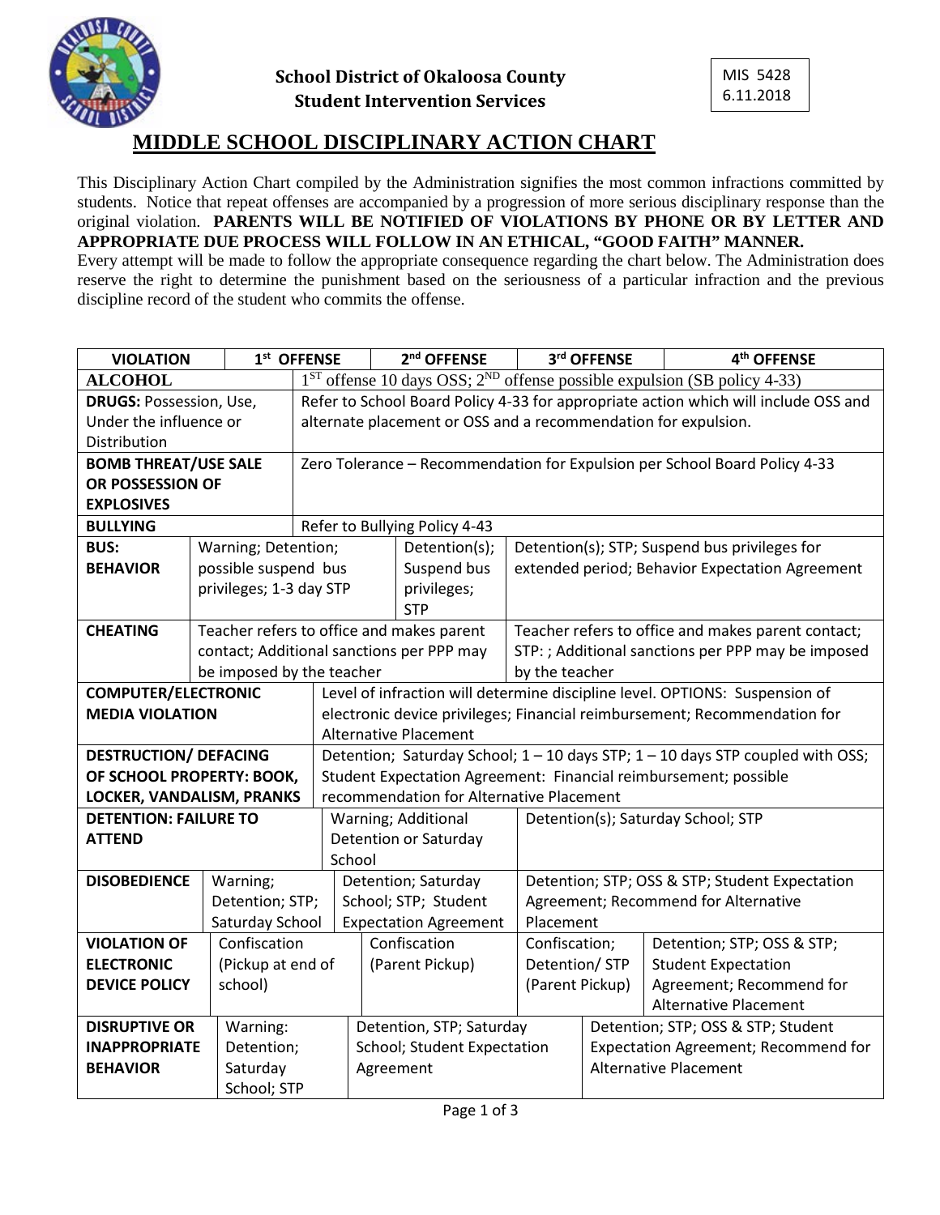**School District of Okaloosa County**
**Student Intervention Services**

MIS 5428
6.11.2018

# MIDDLE SCHOOL DISCIPLINARY ACTION CHART

This Disciplinary Action Chart compiled by the Administration signifies the most common infractions committed by students. Notice that repeat offenses are accompanied by a progression of more serious disciplinary response than the original violation. **PARENTS WILL BE NOTIFIED OF VIOLATIONS BY PHONE OR BY LETTER AND APPROPRIATE DUE PROCESS WILL FOLLOW IN AN ETHICAL, "GOOD FAITH" MANNER.**
Every attempt will be made to follow the appropriate consequence regarding the chart below. The Administration does reserve the right to determine the punishment based on the seriousness of a particular infraction and the previous discipline record of the student who commits the offense.

| VIOLATION | 1st OFFENSE | 2nd OFFENSE | 3rd OFFENSE | 4th OFFENSE |
|---|---|---|---|---|
| **ALCOHOL** | 1ST offense 10 days OSS; 2ND offense possible expulsion (SB policy 4-33) | | | |
| **DRUGS:** Possession, Use, Under the influence or Distribution | Refer to School Board Policy 4-33 for appropriate action which will include OSS and alternate placement or OSS and a recommendation for expulsion. | | | |
| **BOMB THREAT/USE SALE OR POSSESSION OF EXPLOSIVES** | Zero Tolerance – Recommendation for Expulsion per School Board Policy 4-33 | | | |
| **BULLYING** | Refer to Bullying Policy 4-43 | | | |
| **BUS: BEHAVIOR** | Warning; Detention; possible suspend bus privileges; 1-3 day STP | Detention(s); Suspend bus privileges; STP | Detention(s); STP; Suspend bus privileges for extended period; Behavior Expectation Agreement | |
| **CHEATING** | Teacher refers to office and makes parent contact; Additional sanctions per PPP may be imposed by the teacher | | Teacher refers to office and makes parent contact; STP: ; Additional sanctions per PPP may be imposed by the teacher | |
| **COMPUTER/ELECTRONIC MEDIA VIOLATION** | Level of infraction will determine discipline level. OPTIONS: Suspension of electronic device privileges; Financial reimbursement; Recommendation for Alternative Placement | | | |
| **DESTRUCTION/ DEFACING OF SCHOOL PROPERTY: BOOK, LOCKER, VANDALISM, PRANKS** | Detention; Saturday School; 1 – 10 days STP; 1 – 10 days STP coupled with OSS; Student Expectation Agreement: Financial reimbursement; possible recommendation for Alternative Placement | | | |
| **DETENTION: FAILURE TO ATTEND** | Warning; Additional Detention or Saturday School | | Detention(s); Saturday School; STP | |
| **DISOBEDIENCE** | Warning; Detention; STP; Saturday School | Detention; Saturday School; STP; Student Expectation Agreement | Detention; STP; OSS & STP; Student Expectation Agreement; Recommend for Alternative Placement | |
| **VIOLATION OF ELECTRONIC DEVICE POLICY** | Confiscation (Pickup at end of school) | Confiscation (Parent Pickup) | Confiscation; Detention/ STP (Parent Pickup) | Detention; STP; OSS & STP; Student Expectation Agreement; Recommend for Alternative Placement |
| **DISRUPTIVE OR INAPPROPRIATE BEHAVIOR** | Warning: Detention; Saturday School; STP | Detention, STP; Saturday School; Student Expectation Agreement | Detention; STP; OSS & STP; Student Expectation Agreement; Recommend for Alternative Placement | |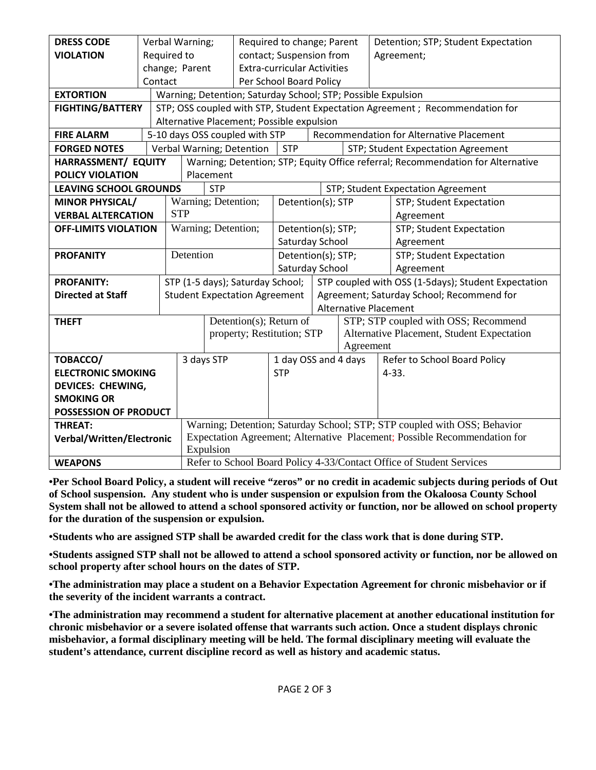| **DRESS CODE VIOLATION** | Verbal Warning; Required to change; Parent Contact | Required to change; Parent contact; Suspension from Extra-curricular Activities Per School Board Policy | Detention; STP; Student Expectation Agreement; |
|---|---|---|---|
| **EXTORTION** | Warning; Detention; Saturday School; STP; Possible Expulsion | | |
| **FIGHTING/BATTERY** | STP; OSS coupled with STP, Student Expectation Agreement ; Recommendation for Alternative Placement; Possible expulsion | | |
| **FIRE ALARM** | 5-10 days OSS coupled with STP | Recommendation for Alternative Placement | |
| **FORGED NOTES** | Verbal Warning; Detention | STP | STP; Student Expectation Agreement |
| **HARRASSMENT/ EQUITY POLICY VIOLATION** | Warning; Detention; STP; Equity Office referral; Recommendation for Alternative Placement | | |
| **LEAVING SCHOOL GROUNDS** | STP | STP; Student Expectation Agreement | |
| **MINOR PHYSICAL/ VERBAL ALTERCATION** | Warning; Detention; STP | Detention(s); STP | STP; Student Expectation Agreement |
| **OFF-LIMITS VIOLATION** | Warning; Detention; | Detention(s); STP; Saturday School | STP; Student Expectation Agreement |
| **PROFANITY** | Detention | Detention(s); STP; Saturday School | STP; Student Expectation Agreement |
| **PROFANITY: Directed at Staff** | STP (1-5 days); Saturday School; Student Expectation Agreement | STP coupled with OSS (1-5days); Student Expectation Agreement; Saturday School; Recommend for Alternative Placement | |
| **THEFT** | Detention(s); Return of property; Restitution; STP | STP; STP coupled with OSS; Recommend Alternative Placement, Student Expectation Agreement | |
| **TOBACCO/ ELECTRONIC SMOKING DEVICES: CHEWING, SMOKING OR POSSESSION OF PRODUCT** | 3 days STP | 1 day OSS and 4 days STP | Refer to School Board Policy 4-33. |
| **THREAT: Verbal/Written/Electronic** | Warning; Detention; Saturday School; STP; STP coupled with OSS; Behavior Expectation Agreement; Alternative Placement; Possible Recommendation for Expulsion | | |
| **WEAPONS** | Refer to School Board Policy 4-33/Contact Office of Student Services | | |

**•Per School Board Policy, a student will receive "zeros" or no credit in academic subjects during periods of Out of School suspension. Any student who is under suspension or expulsion from the Okaloosa County School System shall not be allowed to attend a school sponsored activity or function, nor be allowed on school property for the duration of the suspension or expulsion.**

**•Students who are assigned STP shall be awarded credit for the class work that is done during STP.**

**•Students assigned STP shall not be allowed to attend a school sponsored activity or function, nor be allowed on school property after school hours on the dates of STP.**

**•The administration may place a student on a Behavior Expectation Agreement for chronic misbehavior or if the severity of the incident warrants a contract.**

**•The administration may recommend a student for alternative placement at another educational institution for chronic misbehavior or a severe isolated offense that warrants such action. Once a student displays chronic misbehavior, a formal disciplinary meeting will be held. The formal disciplinary meeting will evaluate the student's attendance, current discipline record as well as history and academic status.**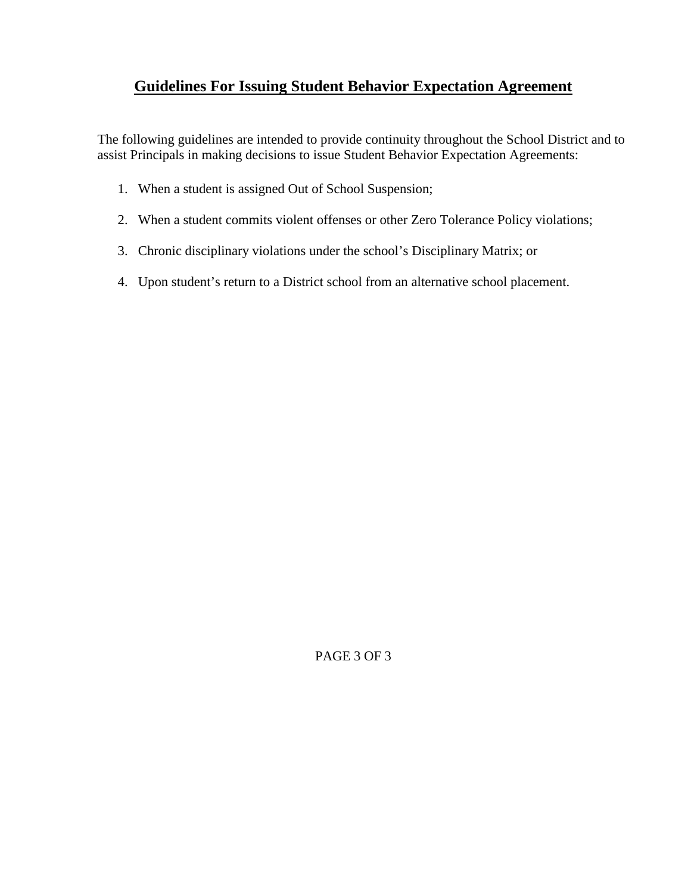# Guidelines For Issuing Student Behavior Expectation Agreement

The following guidelines are intended to provide continuity throughout the School District and to assist Principals in making decisions to issue Student Behavior Expectation Agreements:

1. When a student is assigned Out of School Suspension;
2. When a student commits violent offenses or other Zero Tolerance Policy violations;
3. Chronic disciplinary violations under the school's Disciplinary Matrix; or
4. Upon student's return to a District school from an alternative school placement.